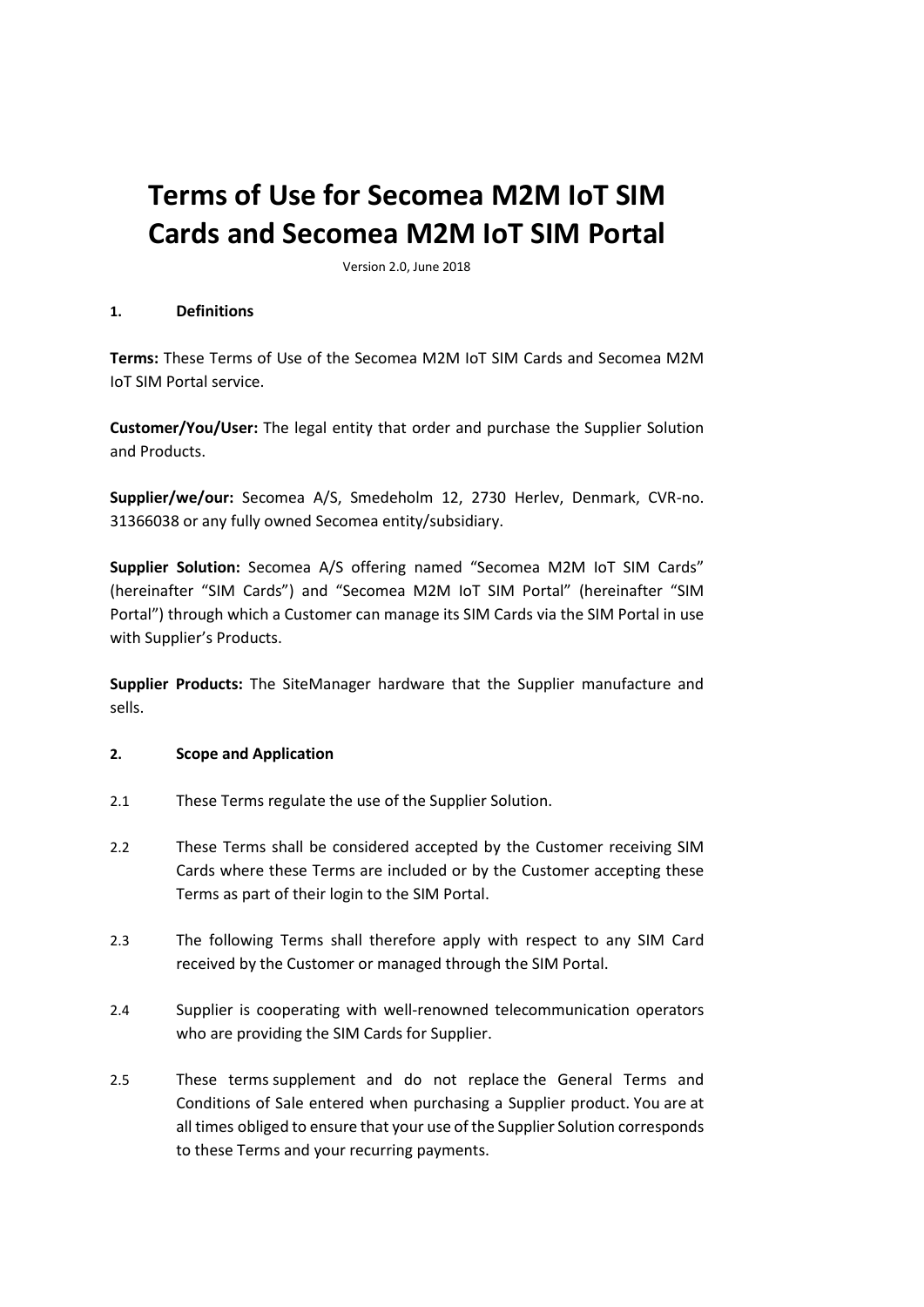# Terms of Use for Secomea M2M IoT SIM Cards and Secomea M2M IoT SIM Portal

Version 2.0, June 2018

## 1. Definitions

**Terms:** These Terms of Use of the Secomea M2M IoT SIM Cards and Secomea M2M IoT SIM Portal service.

**Customer/You/User:** The legal entity that order and purchase the Supplier Solution and Products.

**Supplier/we/our:** Secomea A/S, Smedeholm 12, 2730 Herlev, Denmark, CVR-no. 31366038 or any fully owned Secomea entity/subsidiary.

**Supplier Solution:** Secomea A/S offering named "Secomea M2M IoT SIM Cards" (hereinafter "SIM Cards") and "Secomea M2M IoT SIM Portal" (hereinafter "SIM Portal") through which a Customer can manage its SIM Cards via the SIM Portal in use with Supplier's Products.

**Supplier Products:** The SiteManager hardware that the Supplier manufacture and sells.

## 2. Scope and Application

2.1 These Terms regulate the use of the Supplier Solution.

2.2 These Terms shall be considered accepted by the Customer receiving SIM Cards where these Terms are included or by the Customer accepting these Terms as part of their login to the SIM Portal.

2.3 The following Terms shall therefore apply with respect to any SIM Card received by the Customer or managed through the SIM Portal.

2.4 Supplier is cooperating with well-renowned telecommunication operators who are providing the SIM Cards for Supplier.

2.5 These terms supplement and do not replace the General Terms and Conditions of Sale entered when purchasing a Supplier product. You are at all times obliged to ensure that your use of the Supplier Solution corresponds to these Terms and your recurring payments.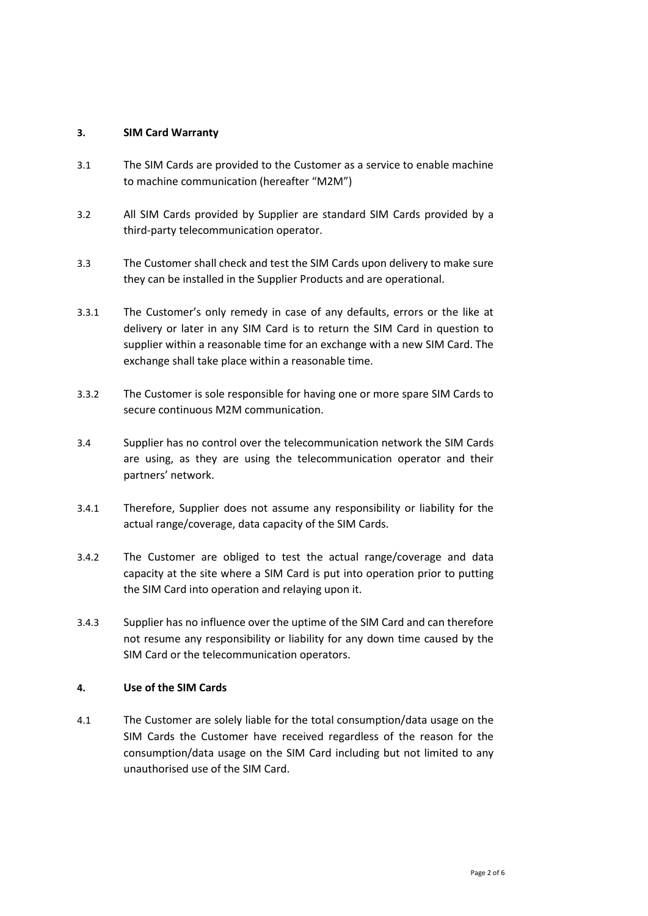## 3. SIM Card Warranty

3.1 The SIM Cards are provided to the Customer as a service to enable machine to machine communication (hereafter "M2M")

3.2 All SIM Cards provided by Supplier are standard SIM Cards provided by a third-party telecommunication operator.

3.3 The Customer shall check and test the SIM Cards upon delivery to make sure they can be installed in the Supplier Products and are operational.

3.3.1 The Customer's only remedy in case of any defaults, errors or the like at delivery or later in any SIM Card is to return the SIM Card in question to supplier within a reasonable time for an exchange with a new SIM Card. The exchange shall take place within a reasonable time.

3.3.2 The Customer is sole responsible for having one or more spare SIM Cards to secure continuous M2M communication.

3.4 Supplier has no control over the telecommunication network the SIM Cards are using, as they are using the telecommunication operator and their partners' network.

3.4.1 Therefore, Supplier does not assume any responsibility or liability for the actual range/coverage, data capacity of the SIM Cards.

3.4.2 The Customer are obliged to test the actual range/coverage and data capacity at the site where a SIM Card is put into operation prior to putting the SIM Card into operation and relaying upon it.

3.4.3 Supplier has no influence over the uptime of the SIM Card and can therefore not resume any responsibility or liability for any down time caused by the SIM Card or the telecommunication operators.

## 4. Use of the SIM Cards

4.1 The Customer are solely liable for the total consumption/data usage on the SIM Cards the Customer have received regardless of the reason for the consumption/data usage on the SIM Card including but not limited to any unauthorised use of the SIM Card.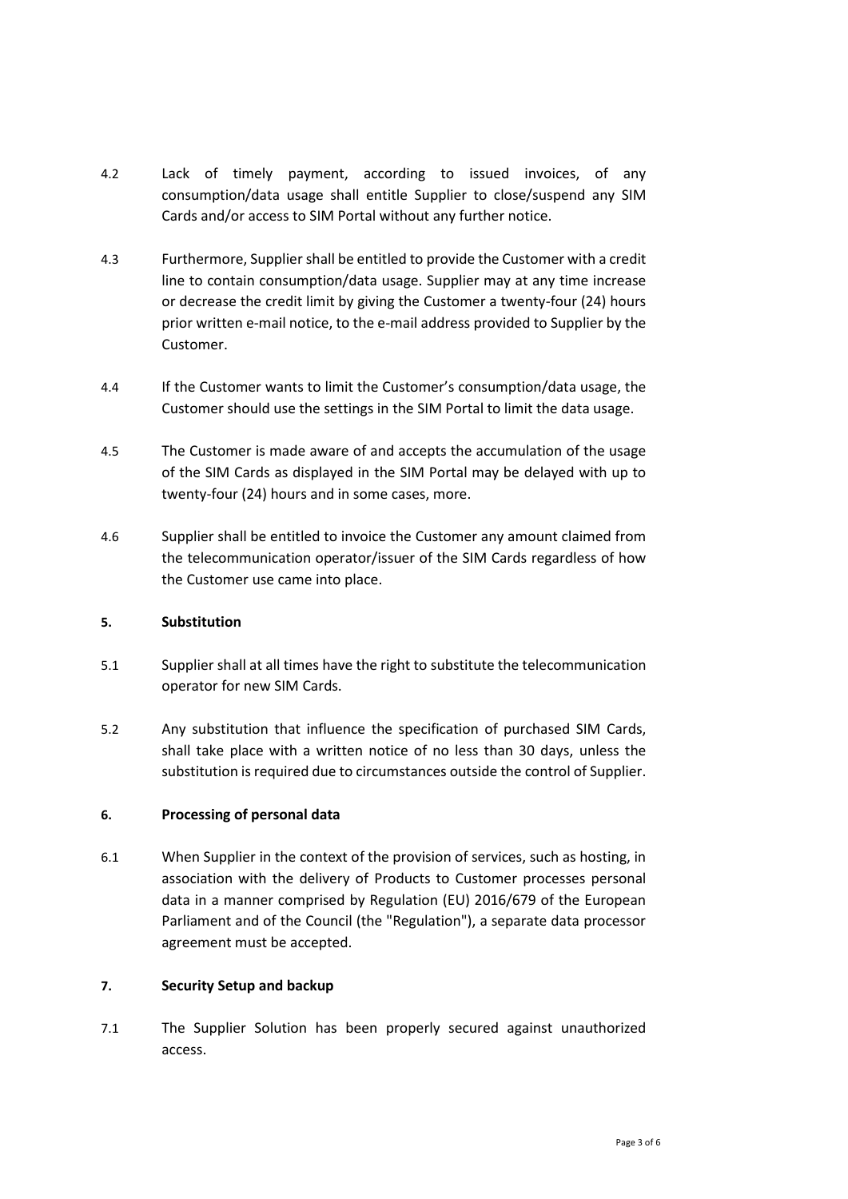4.2 Lack of timely payment, according to issued invoices, of any consumption/data usage shall entitle Supplier to close/suspend any SIM Cards and/or access to SIM Portal without any further notice.

4.3 Furthermore, Supplier shall be entitled to provide the Customer with a credit line to contain consumption/data usage. Supplier may at any time increase or decrease the credit limit by giving the Customer a twenty-four (24) hours prior written e-mail notice, to the e-mail address provided to Supplier by the Customer.

4.4 If the Customer wants to limit the Customer's consumption/data usage, the Customer should use the settings in the SIM Portal to limit the data usage.

4.5 The Customer is made aware of and accepts the accumulation of the usage of the SIM Cards as displayed in the SIM Portal may be delayed with up to twenty-four (24) hours and in some cases, more.

4.6 Supplier shall be entitled to invoice the Customer any amount claimed from the telecommunication operator/issuer of the SIM Cards regardless of how the Customer use came into place.

**5. Substitution**

5.1 Supplier shall at all times have the right to substitute the telecommunication operator for new SIM Cards.

5.2 Any substitution that influence the specification of purchased SIM Cards, shall take place with a written notice of no less than 30 days, unless the substitution is required due to circumstances outside the control of Supplier.

**6. Processing of personal data**

6.1 When Supplier in the context of the provision of services, such as hosting, in association with the delivery of Products to Customer processes personal data in a manner comprised by Regulation (EU) 2016/679 of the European Parliament and of the Council (the "Regulation"), a separate data processor agreement must be accepted.

**7. Security Setup and backup**

7.1 The Supplier Solution has been properly secured against unauthorized access.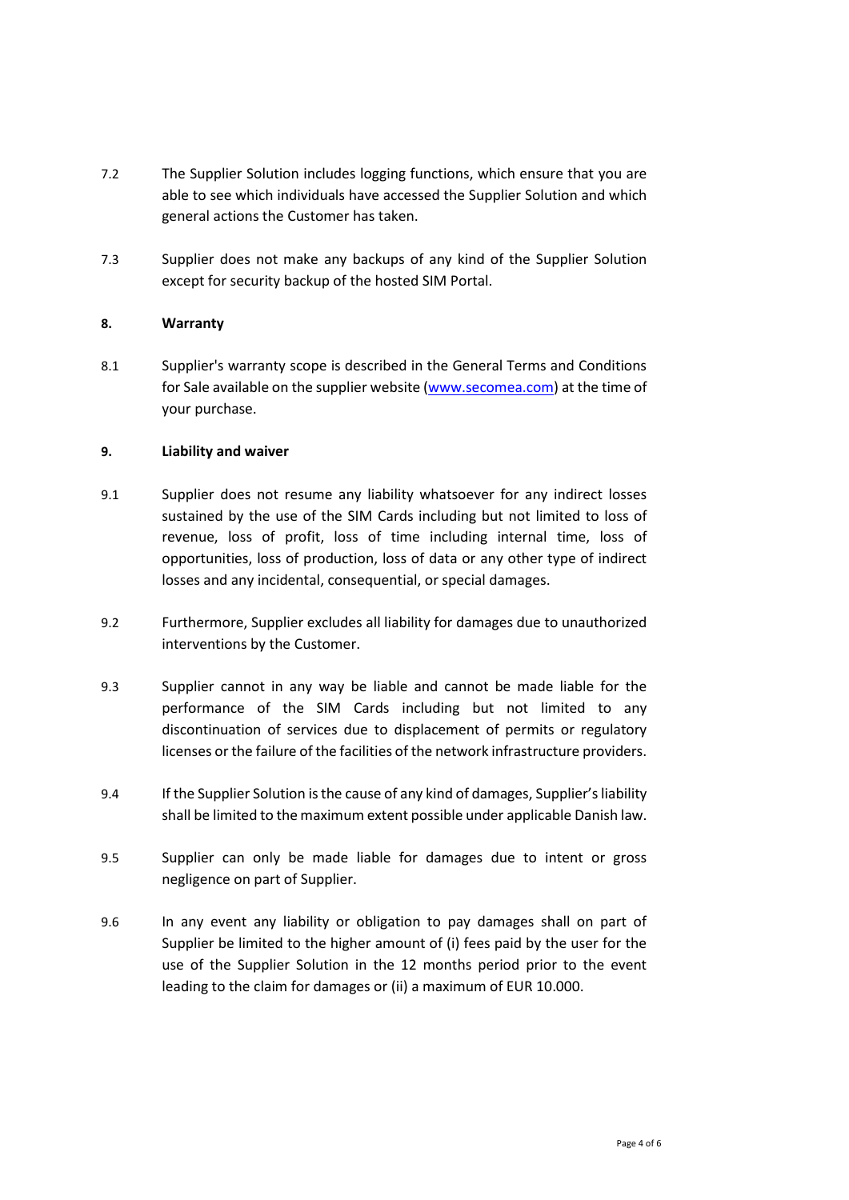7.2 The Supplier Solution includes logging functions, which ensure that you are able to see which individuals have accessed the Supplier Solution and which general actions the Customer has taken.

7.3 Supplier does not make any backups of any kind of the Supplier Solution except for security backup of the hosted SIM Portal.

## 8. Warranty

8.1 Supplier's warranty scope is described in the General Terms and Conditions for Sale available on the supplier website (www.secomea.com) at the time of your purchase.

## 9. Liability and waiver

9.1 Supplier does not resume any liability whatsoever for any indirect losses sustained by the use of the SIM Cards including but not limited to loss of revenue, loss of profit, loss of time including internal time, loss of opportunities, loss of production, loss of data or any other type of indirect losses and any incidental, consequential, or special damages.

9.2 Furthermore, Supplier excludes all liability for damages due to unauthorized interventions by the Customer.

9.3 Supplier cannot in any way be liable and cannot be made liable for the performance of the SIM Cards including but not limited to any discontinuation of services due to displacement of permits or regulatory licenses or the failure of the facilities of the network infrastructure providers.

9.4 If the Supplier Solution is the cause of any kind of damages, Supplier's liability shall be limited to the maximum extent possible under applicable Danish law.

9.5 Supplier can only be made liable for damages due to intent or gross negligence on part of Supplier.

9.6 In any event any liability or obligation to pay damages shall on part of Supplier be limited to the higher amount of (i) fees paid by the user for the use of the Supplier Solution in the 12 months period prior to the event leading to the claim for damages or (ii) a maximum of EUR 10.000.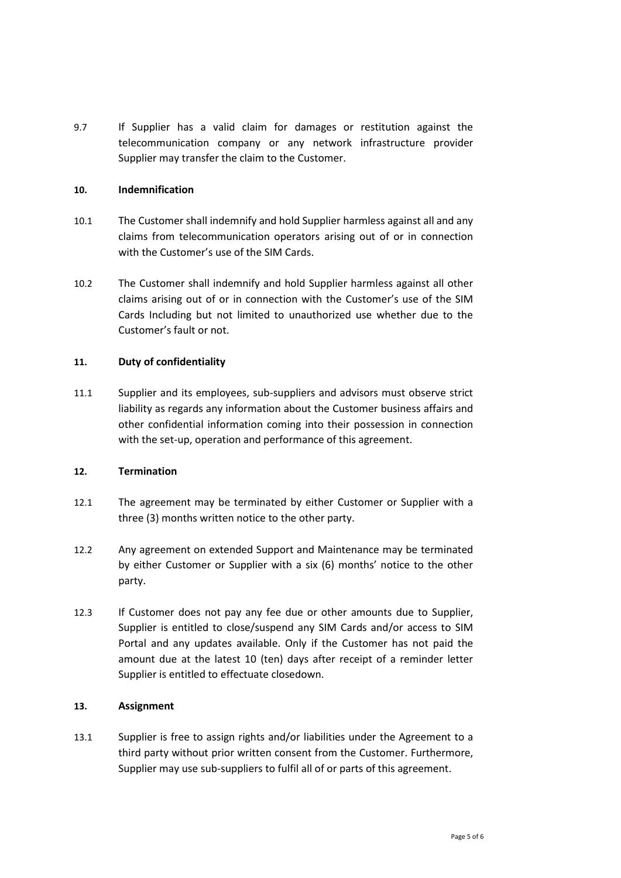9.7 If Supplier has a valid claim for damages or restitution against the telecommunication company or any network infrastructure provider Supplier may transfer the claim to the Customer.

## 10. Indemnification

10.1 The Customer shall indemnify and hold Supplier harmless against all and any claims from telecommunication operators arising out of or in connection with the Customer's use of the SIM Cards.

10.2 The Customer shall indemnify and hold Supplier harmless against all other claims arising out of or in connection with the Customer's use of the SIM Cards Including but not limited to unauthorized use whether due to the Customer's fault or not.

## 11. Duty of confidentiality

11.1 Supplier and its employees, sub-suppliers and advisors must observe strict liability as regards any information about the Customer business affairs and other confidential information coming into their possession in connection with the set-up, operation and performance of this agreement.

## 12. Termination

12.1 The agreement may be terminated by either Customer or Supplier with a three (3) months written notice to the other party.

12.2 Any agreement on extended Support and Maintenance may be terminated by either Customer or Supplier with a six (6) months' notice to the other party.

12.3 If Customer does not pay any fee due or other amounts due to Supplier, Supplier is entitled to close/suspend any SIM Cards and/or access to SIM Portal and any updates available. Only if the Customer has not paid the amount due at the latest 10 (ten) days after receipt of a reminder letter Supplier is entitled to effectuate closedown.

## 13. Assignment

13.1 Supplier is free to assign rights and/or liabilities under the Agreement to a third party without prior written consent from the Customer. Furthermore, Supplier may use sub-suppliers to fulfil all of or parts of this agreement.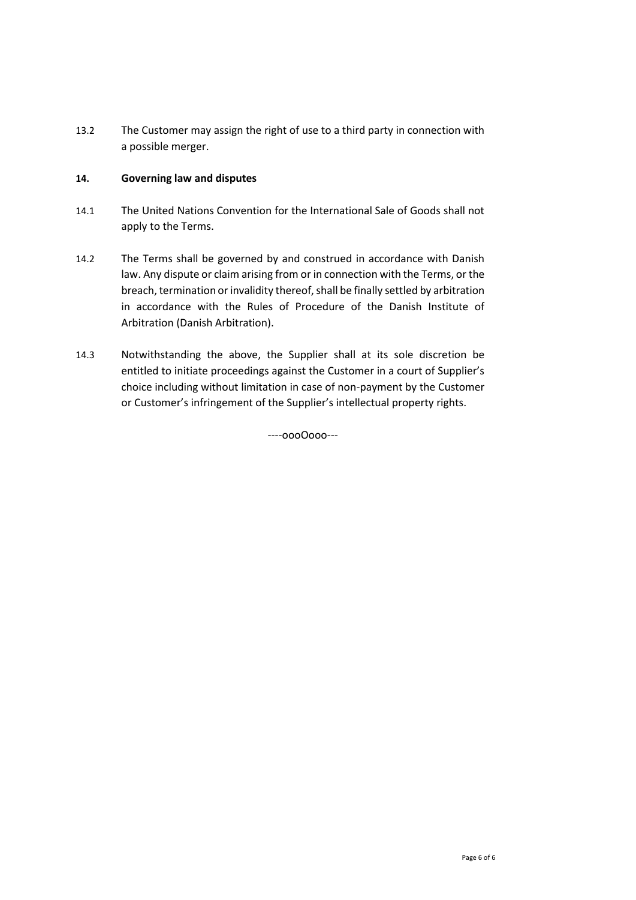13.2 The Customer may assign the right of use to a third party in connection with a possible merger.

**14. Governing law and disputes**

14.1 The United Nations Convention for the International Sale of Goods shall not apply to the Terms.

14.2 The Terms shall be governed by and construed in accordance with Danish law. Any dispute or claim arising from or in connection with the Terms, or the breach, termination or invalidity thereof, shall be finally settled by arbitration in accordance with the Rules of Procedure of the Danish Institute of Arbitration (Danish Arbitration).

14.3 Notwithstanding the above, the Supplier shall at its sole discretion be entitled to initiate proceedings against the Customer in a court of Supplier's choice including without limitation in case of non-payment by the Customer or Customer's infringement of the Supplier's intellectual property rights.

----oooOooo---